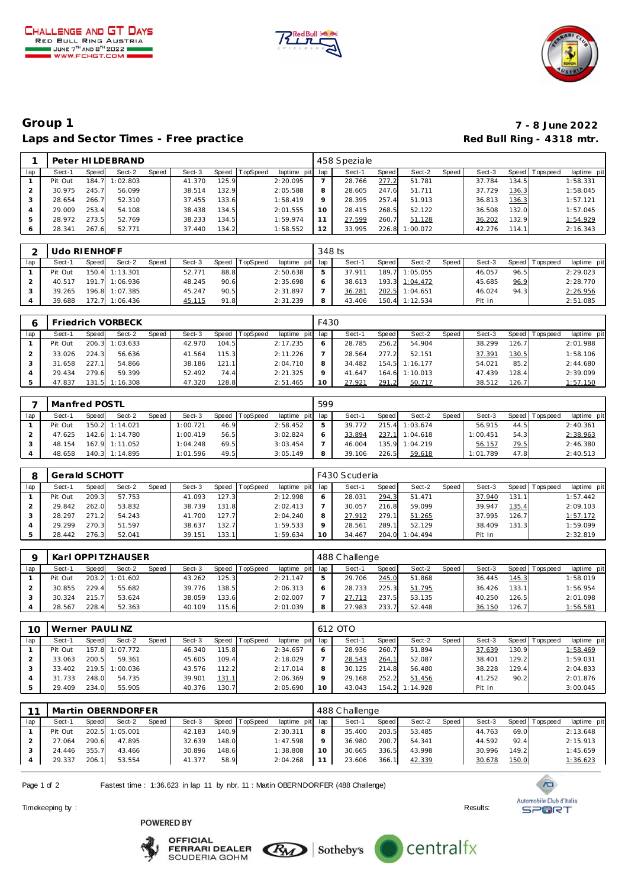CHALLENGE AND GT DAYS
RED BULL RING AUSTRIA
JUNE 7TH AND 8TH 2022
WWW.FCHGT.COM

## Group 1

## Laps and Sector Times - Free practice

**7 - 8 June 2022**
**Red Bull Ring - 4318 mtr.**

| 1 | Peter HILDEBRAND | | | | | | | | 458 Speziale | | | | | | | | |
|---|---|---|---|---|---|---|---|---|---|---|---|---|---|---|---|---|---|
| lap | Sect-1 | Speed | Sect-2 | Speed | Sect-3 | Speed | TopSpeed | laptime pit | lap | Sect-1 | Speed | Sect-2 | Speed | Sect-3 | Speed | Topspeed | laptime pit |
| 1 | Pit Out | 184.7 | 1:02.803 | | 41.370 | 125.9 | | 2:20.095 | 7 | 28.766 | 277.2 | 51.781 | | 37.784 | 134.5 | | 1:58.331 |
| 2 | 30.975 | 245.7 | 56.099 | | 38.514 | 132.9 | | 2:05.588 | 8 | 28.605 | 247.6 | 51.711 | | 37.729 | 136.3 | | 1:58.045 |
| 3 | 28.654 | 266.7 | 52.310 | | 37.455 | 133.6 | | 1:58.419 | 9 | 28.395 | 257.4 | 51.913 | | 36.813 | 136.3 | | 1:57.121 |
| 4 | 29.009 | 253.4 | 54.108 | | 38.438 | 134.5 | | 2:01.555 | 10 | 28.415 | 268.5 | 52.122 | | 36.508 | 132.0 | | 1:57.045 |
| 5 | 28.972 | 273.5 | 52.769 | | 38.233 | 134.5 | | 1:59.974 | 11 | 27.599 | 260.7 | 51.128 | | 36.202 | 132.9 | | 1:54.929 |
| 6 | 28.341 | 267.6 | 52.771 | | 37.440 | 134.2 | | 1:58.552 | 12 | 33.995 | 226.8 | 1:00.072 | | 42.276 | 114.1 | | 2:16.343 |

| 2 | Udo RIENHOFF | | | | | | | | 348 ts | | | | | | | | |
|---|---|---|---|---|---|---|---|---|---|---|---|---|---|---|---|---|---|
| lap | Sect-1 | Speed | Sect-2 | Speed | Sect-3 | Speed | TopSpeed | laptime pit | lap | Sect-1 | Speed | Sect-2 | Speed | Sect-3 | Speed | Topspeed | laptime pit |
| 1 | Pit Out | 150.4 | 1:13.301 | | 52.771 | 88.8 | | 2:50.638 | 5 | 37.911 | 189.7 | 1:05.055 | | 46.057 | 96.5 | | 2:29.023 |
| 2 | 40.517 | 191.7 | 1:06.936 | | 48.245 | 90.6 | | 2:35.698 | 6 | 38.613 | 193.3 | 1:04.472 | | 45.685 | 96.9 | | 2:28.770 |
| 3 | 39.265 | 196.8 | 1:07.385 | | 45.247 | 90.5 | | 2:31.897 | 7 | 36.281 | 202.5 | 1:04.651 | | 46.024 | 94.3 | | 2:26.956 |
| 4 | 39.688 | 172.7 | 1:06.436 | | 45.115 | 91.8 | | 2:31.239 | 8 | 43.406 | 150.4 | 1:12.534 | | Pit In | | | 2:51.085 |

| 6 | Friedrich VORBECK | | | | | | | | F430 | | | | | | | | |
|---|---|---|---|---|---|---|---|---|---|---|---|---|---|---|---|---|---|
| lap | Sect-1 | Speed | Sect-2 | Speed | Sect-3 | Speed | TopSpeed | laptime pit | lap | Sect-1 | Speed | Sect-2 | Speed | Sect-3 | Speed | Topspeed | laptime pit |
| 1 | Pit Out | 206.3 | 1:03.633 | | 42.970 | 104.5 | | 2:17.235 | 6 | 28.785 | 256.2 | 54.904 | | 38.299 | 126.7 | | 2:01.988 |
| 2 | 33.026 | 224.3 | 56.636 | | 41.564 | 115.3 | | 2:11.226 | 7 | 28.564 | 277.2 | 52.151 | | 37.391 | 130.5 | | 1:58.106 |
| 3 | 31.658 | 227.1 | 54.866 | | 38.186 | 121.1 | | 2:04.710 | 8 | 34.482 | 154.5 | 1:16.177 | | 54.021 | 85.2 | | 2:44.680 |
| 4 | 29.434 | 279.6 | 59.399 | | 52.492 | 74.4 | | 2:21.325 | 9 | 41.647 | 164.6 | 1:10.013 | | 47.439 | 128.4 | | 2:39.099 |
| 5 | 47.837 | 131.5 | 1:16.308 | | 47.320 | 128.8 | | 2:51.465 | 10 | 27.921 | 291.2 | 50.717 | | 38.512 | 126.7 | | 1:57.150 |

| 7 | Manfred POSTL | | | | | | | | 599 | | | | | | | | |
|---|---|---|---|---|---|---|---|---|---|---|---|---|---|---|---|---|---|
| lap | Sect-1 | Speed | Sect-2 | Speed | Sect-3 | Speed | TopSpeed | laptime pit | lap | Sect-1 | Speed | Sect-2 | Speed | Sect-3 | Speed | Topspeed | laptime pit |
| 1 | Pit Out | 150.2 | 1:14.021 | | 1:00.721 | 46.9 | | 2:58.452 | 5 | 39.772 | 215.4 | 1:03.674 | | 56.915 | 44.5 | | 2:40.361 |
| 2 | 47.625 | 142.6 | 1:14.780 | | 1:00.419 | 56.5 | | 3:02.824 | 6 | 33.894 | 237.1 | 1:04.618 | | 1:00.451 | 54.3 | | 2:38.963 |
| 3 | 48.154 | 167.9 | 1:11.052 | | 1:04.248 | 69.5 | | 3:03.454 | 7 | 46.004 | 135.9 | 1:04.219 | | 56.157 | 79.5 | | 2:46.380 |
| 4 | 48.658 | 140.3 | 1:14.895 | | 1:01.596 | 49.5 | | 3:05.149 | 8 | 39.106 | 226.5 | 59.618 | | 1:01.789 | 47.8 | | 2:40.513 |

| 8 | Gerald SCHOTT | | | | | | | | F430 Scuderia | | | | | | | | |
|---|---|---|---|---|---|---|---|---|---|---|---|---|---|---|---|---|---|
| lap | Sect-1 | Speed | Sect-2 | Speed | Sect-3 | Speed | TopSpeed | laptime pit | lap | Sect-1 | Speed | Sect-2 | Speed | Sect-3 | Speed | Topspeed | laptime pit |
| 1 | Pit Out | 209.3 | 57.753 | | 41.093 | 127.3 | | 2:12.998 | 6 | 28.031 | 294.3 | 51.471 | | 37.940 | 131.1 | | 1:57.442 |
| 2 | 29.842 | 262.0 | 53.832 | | 38.739 | 131.8 | | 2:02.413 | 7 | 30.057 | 216.8 | 59.099 | | 39.947 | 135.4 | | 2:09.103 |
| 3 | 28.297 | 271.2 | 54.243 | | 41.700 | 127.7 | | 2:04.240 | 8 | 27.912 | 279.1 | 51.265 | | 37.995 | 126.7 | | 1:57.172 |
| 4 | 29.299 | 270.3 | 51.597 | | 38.637 | 132.7 | | 1:59.533 | 9 | 28.561 | 289.1 | 52.129 | | 38.409 | 131.3 | | 1:59.099 |
| 5 | 28.442 | 276.3 | 52.041 | | 39.151 | 133.1 | | 1:59.634 | 10 | 34.467 | 204.0 | 1:04.494 | | Pit In | | | 2:32.819 |

| 9 | Karl OPPITZHAUSER | | | | | | | | 488 Challenge | | | | | | | | |
|---|---|---|---|---|---|---|---|---|---|---|---|---|---|---|---|---|---|
| lap | Sect-1 | Speed | Sect-2 | Speed | Sect-3 | Speed | TopSpeed | laptime pit | lap | Sect-1 | Speed | Sect-2 | Speed | Sect-3 | Speed | Topspeed | laptime pit |
| 1 | Pit Out | 203.2 | 1:01.602 | | 43.262 | 125.3 | | 2:21.147 | 5 | 29.706 | 245.0 | 51.868 | | 36.445 | 145.3 | | 1:58.019 |
| 2 | 30.855 | 229.4 | 55.682 | | 39.776 | 138.5 | | 2:06.313 | 6 | 28.733 | 225.3 | 51.795 | | 36.426 | 133.1 | | 1:56.954 |
| 3 | 30.324 | 215.7 | 53.624 | | 38.059 | 133.6 | | 2:02.007 | 7 | 27.713 | 237.5 | 53.135 | | 40.250 | 126.5 | | 2:01.098 |
| 4 | 28.567 | 228.4 | 52.363 | | 40.109 | 115.6 | | 2:01.039 | 8 | 27.983 | 233.7 | 52.448 | | 36.150 | 126.7 | | 1:56.581 |

| 10 | Werner PAULINZ | | | | | | | | 612 OTO | | | | | | | | |
|---|---|---|---|---|---|---|---|---|---|---|---|---|---|---|---|---|---|
| lap | Sect-1 | Speed | Sect-2 | Speed | Sect-3 | Speed | TopSpeed | laptime pit | lap | Sect-1 | Speed | Sect-2 | Speed | Sect-3 | Speed | Topspeed | laptime pit |
| 1 | Pit Out | 157.8 | 1:07.772 | | 46.340 | 115.8 | | 2:34.657 | 6 | 28.936 | 260.7 | 51.894 | | 37.639 | 130.9 | | 1:58.469 |
| 2 | 33.063 | 200.5 | 59.361 | | 45.605 | 109.4 | | 2:18.029 | 7 | 28.543 | 264.1 | 52.087 | | 38.401 | 129.2 | | 1:59.031 |
| 3 | 33.402 | 219.5 | 1:00.036 | | 43.576 | 112.2 | | 2:17.014 | 8 | 30.125 | 214.8 | 56.480 | | 38.228 | 129.4 | | 2:04.833 |
| 4 | 31.733 | 248.0 | 54.735 | | 39.901 | 131.1 | | 2:06.369 | 9 | 29.168 | 252.2 | 51.456 | | 41.252 | 90.2 | | 2:01.876 |
| 5 | 29.409 | 234.0 | 55.905 | | 40.376 | 130.7 | | 2:05.690 | 10 | 43.043 | 154.2 | 1:14.928 | | Pit In | | | 3:00.045 |

| 11 | Martin OBERNDORFER | | | | | | | | 488 Challenge | | | | | | | | |
|---|---|---|---|---|---|---|---|---|---|---|---|---|---|---|---|---|---|
| lap | Sect-1 | Speed | Sect-2 | Speed | Sect-3 | Speed | TopSpeed | laptime pit | lap | Sect-1 | Speed | Sect-2 | Speed | Sect-3 | Speed | Topspeed | laptime pit |
| 1 | Pit Out | 202.5 | 1:05.001 | | 42.183 | 140.9 | | 2:30.311 | 8 | 35.400 | 203.5 | 53.485 | | 44.763 | 69.0 | | 2:13.648 |
| 2 | 27.064 | 290.6 | 47.895 | | 32.639 | 148.0 | | 1:47.598 | 9 | 36.980 | 200.7 | 54.341 | | 44.592 | 92.4 | | 2:15.913 |
| 3 | 24.446 | 355.7 | 43.466 | | 30.896 | 148.6 | | 1:38.808 | 10 | 30.665 | 336.5 | 43.998 | | 30.996 | 149.2 | | 1:45.659 |
| 4 | 29.337 | 206.1 | 53.554 | | 41.377 | 58.9 | | 2:04.268 | 11 | 23.606 | 366.1 | 42.339 | | 30.678 | 150.0 | | 1:36.623 |

Fastest time : 1:36.623 in lap 11 by nbr. 11 : Martin OBERNDORFER (488 Challenge)

Timekeeping by :

Results:

POWERED BY

OFFICIAL FERRARI DEALER SCUDERIA GOHM · Sotheby's · centralfx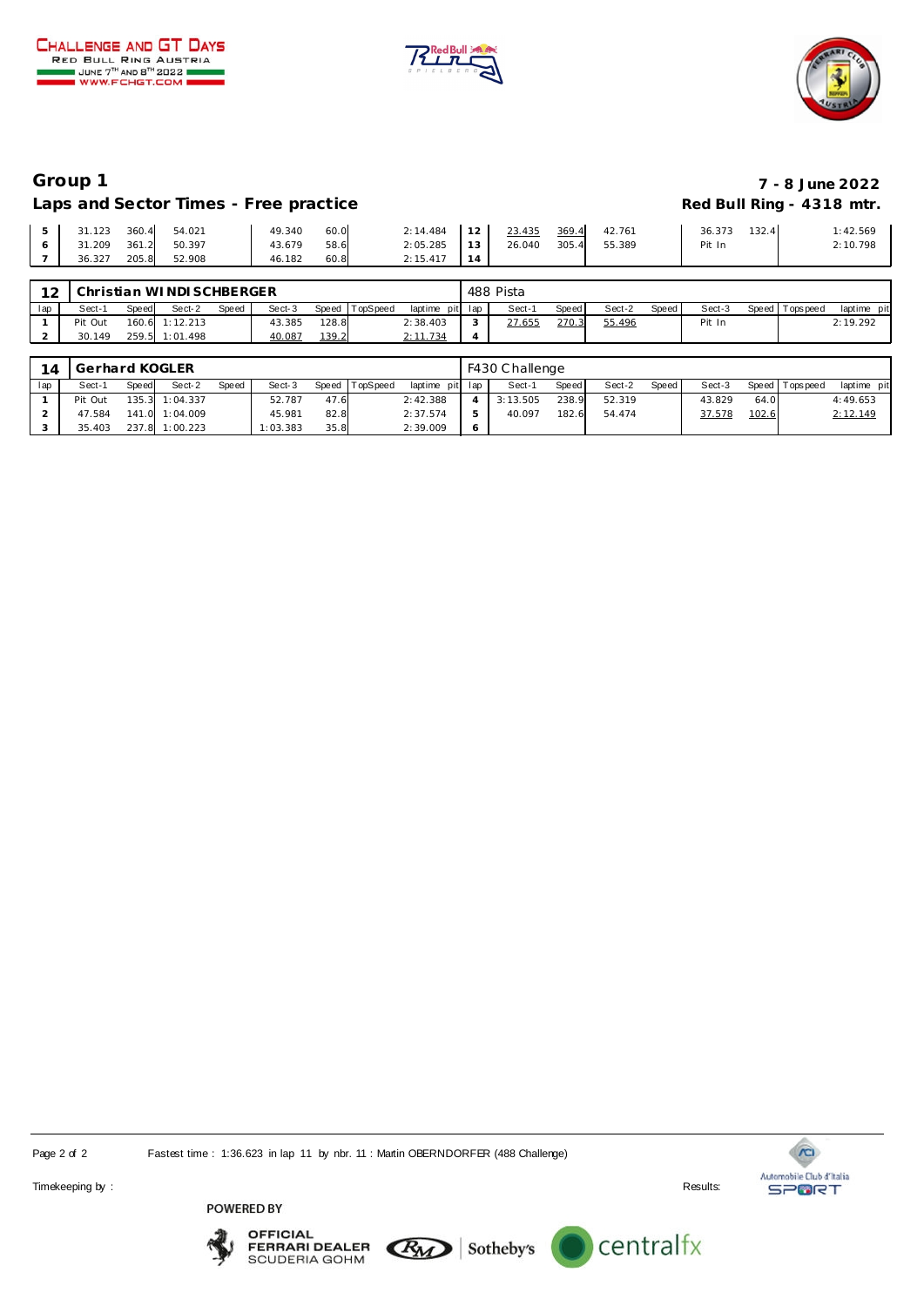## Group 1

**7 - 8 June 2022**

### Laps and Sector Times - Free practice

**Red Bull Ring - 4318 mtr.**

| lap | Sect-1 | Speed | Sect-2 | Speed | Sect-3 | Speed | TopSpeed | laptime pit | lap | Sect-1 | Speed | Sect-2 | Speed | Sect-3 | Speed | Topspeed | laptime pit |
|---|---|---|---|---|---|---|---|---|---|---|---|---|---|---|---|---|---|
| 5 | 31.123 | 360.4 | 54.021 | | 49.340 | 60.0 | | 2:14.484 | 12 | 23.435 | 369.4 | 42.761 | | 36.373 | 132.4 | | 1:42.569 |
| 6 | 31.209 | 361.2 | 50.397 | | 43.679 | 58.6 | | 2:05.285 | 13 | 26.040 | 305.4 | 55.389 | | Pit In | | | 2:10.798 |
| 7 | 36.327 | 205.8 | 52.908 | | 46.182 | 60.8 | | 2:15.417 | 14 | | | | | | | | |

### 12 Christian WINDISCHBERGER — 488 Pista

| lap | Sect-1 | Speed | Sect-2 | Speed | Sect-3 | Speed | TopSpeed | laptime pit | lap | Sect-1 | Speed | Sect-2 | Speed | Sect-3 | Speed | Topspeed | laptime pit |
|---|---|---|---|---|---|---|---|---|---|---|---|---|---|---|---|---|---|
| 1 | Pit Out | 160.6 | 1:12.213 | | 43.385 | 128.8 | | 2:38.403 | 3 | 27.655 | 270.3 | 55.496 | | Pit In | | | 2:19.292 |
| 2 | 30.149 | 259.5 | 1:01.498 | | 40.087 | 139.2 | | 2:11.734 | 4 | | | | | | | | |

### 14 Gerhard KOGLER — F430 Challenge

| lap | Sect-1 | Speed | Sect-2 | Speed | Sect-3 | Speed | TopSpeed | laptime pit | lap | Sect-1 | Speed | Sect-2 | Speed | Sect-3 | Speed | Topspeed | laptime pit |
|---|---|---|---|---|---|---|---|---|---|---|---|---|---|---|---|---|---|
| 1 | Pit Out | 135.3 | 1:04.337 | | 52.787 | 47.6 | | 2:42.388 | 4 | 3:13.505 | 238.9 | 52.319 | | 43.829 | 64.0 | | 4:49.653 |
| 2 | 47.584 | 141.0 | 1:04.009 | | 45.981 | 82.8 | | 2:37.574 | 5 | 40.097 | 182.6 | 54.474 | | 37.578 | 102.6 | | 2:12.149 |
| 3 | 35.403 | 237.8 | 1:00.223 | | 1:03.383 | 35.8 | | 2:39.009 | 6 | | | | | | | | |

Fastest time : 1:36.623 in lap 11 by nbr. 11 : Martin OBERNDORFER (488 Challenge)

Timekeeping by :

Results:

POWERED BY

OFFICIAL FERRARI DEALER SCUDERIA GOHM

Sotheby's

centralfx